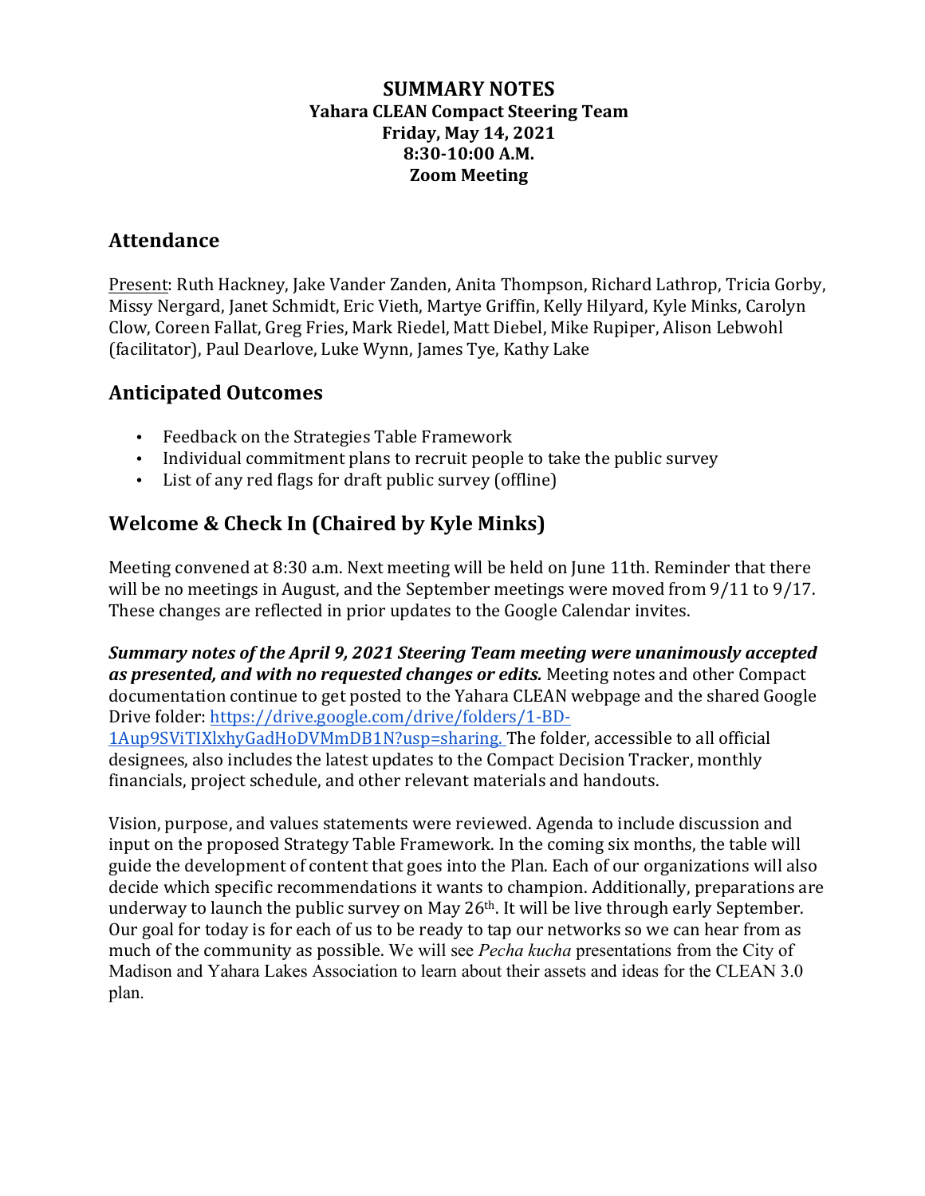# SUMMARY NOTES
**Yahara CLEAN Compact Steering Team**
**Friday, May 14, 2021**
**8:30-10:00 A.M.**
**Zoom Meeting**

## Attendance

Present: Ruth Hackney, Jake Vander Zanden, Anita Thompson, Richard Lathrop, Tricia Gorby, Missy Nergard, Janet Schmidt, Eric Vieth, Martye Griffin, Kelly Hilyard, Kyle Minks, Carolyn Clow, Coreen Fallat, Greg Fries, Mark Riedel, Matt Diebel, Mike Rupiper, Alison Lebwohl (facilitator), Paul Dearlove, Luke Wynn, James Tye, Kathy Lake

## Anticipated Outcomes

- Feedback on the Strategies Table Framework
- Individual commitment plans to recruit people to take the public survey
- List of any red flags for draft public survey (offline)

## Welcome & Check In (Chaired by Kyle Minks)

Meeting convened at 8:30 a.m. Next meeting will be held on June 11th. Reminder that there will be no meetings in August, and the September meetings were moved from 9/11 to 9/17. These changes are reflected in prior updates to the Google Calendar invites.

***Summary notes of the April 9, 2021 Steering Team meeting were unanimously accepted as presented, and with no requested changes or edits.*** Meeting notes and other Compact documentation continue to get posted to the Yahara CLEAN webpage and the shared Google Drive folder: https://drive.google.com/drive/folders/1-BD-1Aup9SViTIXlxhyGadHoDVMmDB1N?usp=sharing. The folder, accessible to all official designees, also includes the latest updates to the Compact Decision Tracker, monthly financials, project schedule, and other relevant materials and handouts.

Vision, purpose, and values statements were reviewed. Agenda to include discussion and input on the proposed Strategy Table Framework. In the coming six months, the table will guide the development of content that goes into the Plan. Each of our organizations will also decide which specific recommendations it wants to champion. Additionally, preparations are underway to launch the public survey on May 26th. It will be live through early September. Our goal for today is for each of us to be ready to tap our networks so we can hear from as much of the community as possible. We will see *Pecha kucha* presentations from the City of Madison and Yahara Lakes Association to learn about their assets and ideas for the CLEAN 3.0 plan.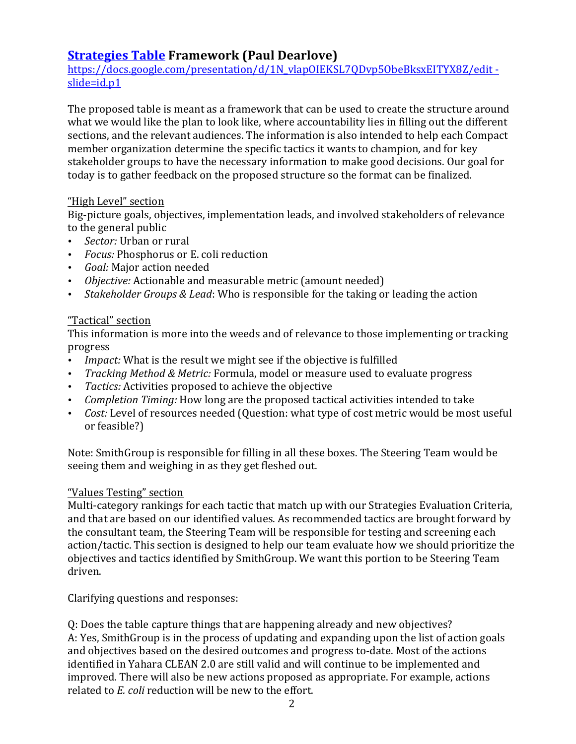## [Strategies Table](https://docs.google.com/presentation/d/1N_vlapOIEKSL7QDvp5ObeBksxEITYX8Z/edit#slide=id.p1) Framework (Paul Dearlove)

[https://docs.google.com/presentation/d/1N_vlapOIEKSL7QDvp5ObeBksxEITYX8Z/edit - slide=id.p1](https://docs.google.com/presentation/d/1N_vlapOIEKSL7QDvp5ObeBksxEITYX8Z/edit#slide=id.p1)

The proposed table is meant as a framework that can be used to create the structure around what we would like the plan to look like, where accountability lies in filling out the different sections, and the relevant audiences. The information is also intended to help each Compact member organization determine the specific tactics it wants to champion, and for key stakeholder groups to have the necessary information to make good decisions. Our goal for today is to gather feedback on the proposed structure so the format can be finalized.

<u>"High Level" section</u>

Big-picture goals, objectives, implementation leads, and involved stakeholders of relevance to the general public

- *Sector:* Urban or rural
- *Focus:* Phosphorus or E. coli reduction
- *Goal:* Major action needed
- *Objective:* Actionable and measurable metric (amount needed)
- *Stakeholder Groups & Lead*: Who is responsible for the taking or leading the action

<u>"Tactical" section</u>

This information is more into the weeds and of relevance to those implementing or tracking progress

- *Impact:* What is the result we might see if the objective is fulfilled
- *Tracking Method & Metric:* Formula, model or measure used to evaluate progress
- *Tactics:* Activities proposed to achieve the objective
- *Completion Timing:* How long are the proposed tactical activities intended to take
- *Cost:* Level of resources needed (Question: what type of cost metric would be most useful or feasible?)

Note: SmithGroup is responsible for filling in all these boxes. The Steering Team would be seeing them and weighing in as they get fleshed out.

<u>"Values Testing" section</u>

Multi-category rankings for each tactic that match up with our Strategies Evaluation Criteria, and that are based on our identified values. As recommended tactics are brought forward by the consultant team, the Steering Team will be responsible for testing and screening each action/tactic. This section is designed to help our team evaluate how we should prioritize the objectives and tactics identified by SmithGroup. We want this portion to be Steering Team driven.

Clarifying questions and responses:

Q: Does the table capture things that are happening already and new objectives?
A: Yes, SmithGroup is in the process of updating and expanding upon the list of action goals and objectives based on the desired outcomes and progress to-date. Most of the actions identified in Yahara CLEAN 2.0 are still valid and will continue to be implemented and improved. There will also be new actions proposed as appropriate. For example, actions related to *E. coli* reduction will be new to the effort.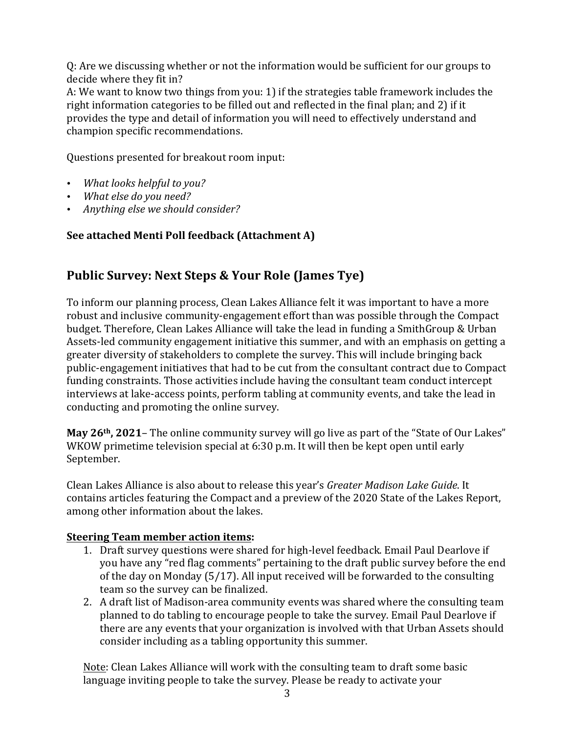Q: Are we discussing whether or not the information would be sufficient for our groups to decide where they fit in?
A: We want to know two things from you: 1) if the strategies table framework includes the right information categories to be filled out and reflected in the final plan; and 2) if it provides the type and detail of information you will need to effectively understand and champion specific recommendations.

Questions presented for breakout room input:

- *What looks helpful to you?*
- *What else do you need?*
- *Anything else we should consider?*

**See attached Menti Poll feedback (Attachment A)**

## Public Survey: Next Steps & Your Role (James Tye)

To inform our planning process, Clean Lakes Alliance felt it was important to have a more robust and inclusive community-engagement effort than was possible through the Compact budget. Therefore, Clean Lakes Alliance will take the lead in funding a SmithGroup & Urban Assets-led community engagement initiative this summer, and with an emphasis on getting a greater diversity of stakeholders to complete the survey. This will include bringing back public-engagement initiatives that had to be cut from the consultant contract due to Compact funding constraints. Those activities include having the consultant team conduct intercept interviews at lake-access points, perform tabling at community events, and take the lead in conducting and promoting the online survey.

**May 26th, 2021**– The online community survey will go live as part of the "State of Our Lakes" WKOW primetime television special at 6:30 p.m. It will then be kept open until early September.

Clean Lakes Alliance is also about to release this year's *Greater Madison Lake Guide*. It contains articles featuring the Compact and a preview of the 2020 State of the Lakes Report, among other information about the lakes.

**Steering Team member action items:**

1. Draft survey questions were shared for high-level feedback. Email Paul Dearlove if you have any "red flag comments" pertaining to the draft public survey before the end of the day on Monday (5/17). All input received will be forwarded to the consulting team so the survey can be finalized.
2. A draft list of Madison-area community events was shared where the consulting team planned to do tabling to encourage people to take the survey. Email Paul Dearlove if there are any events that your organization is involved with that Urban Assets should consider including as a tabling opportunity this summer.

Note: Clean Lakes Alliance will work with the consulting team to draft some basic language inviting people to take the survey. Please be ready to activate your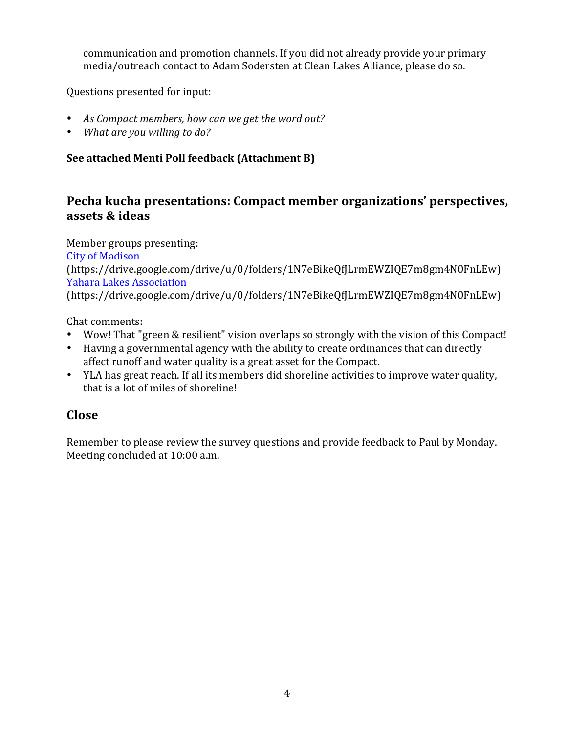communication and promotion channels. If you did not already provide your primary media/outreach contact to Adam Sodersten at Clean Lakes Alliance, please do so.

Questions presented for input:

- *As Compact members, how can we get the word out?*
- *What are you willing to do?*

**See attached Menti Poll feedback (Attachment B)**

## Pecha kucha presentations: Compact member organizations' perspectives, assets & ideas

Member groups presenting:
[City of Madison](https://drive.google.com/drive/u/0/folders/1N7eBikeQfJLrmEWZIQE7m8gm4N0FnLEw)
(https://drive.google.com/drive/u/0/folders/1N7eBikeQfJLrmEWZIQE7m8gm4N0FnLEw)
[Yahara Lakes Association](https://drive.google.com/drive/u/0/folders/1N7eBikeQfJLrmEWZIQE7m8gm4N0FnLEw)
(https://drive.google.com/drive/u/0/folders/1N7eBikeQfJLrmEWZIQE7m8gm4N0FnLEw)

Chat comments:

- Wow! That "green & resilient" vision overlaps so strongly with the vision of this Compact!
- Having a governmental agency with the ability to create ordinances that can directly affect runoff and water quality is a great asset for the Compact.
- YLA has great reach. If all its members did shoreline activities to improve water quality, that is a lot of miles of shoreline!

## Close

Remember to please review the survey questions and provide feedback to Paul by Monday. Meeting concluded at 10:00 a.m.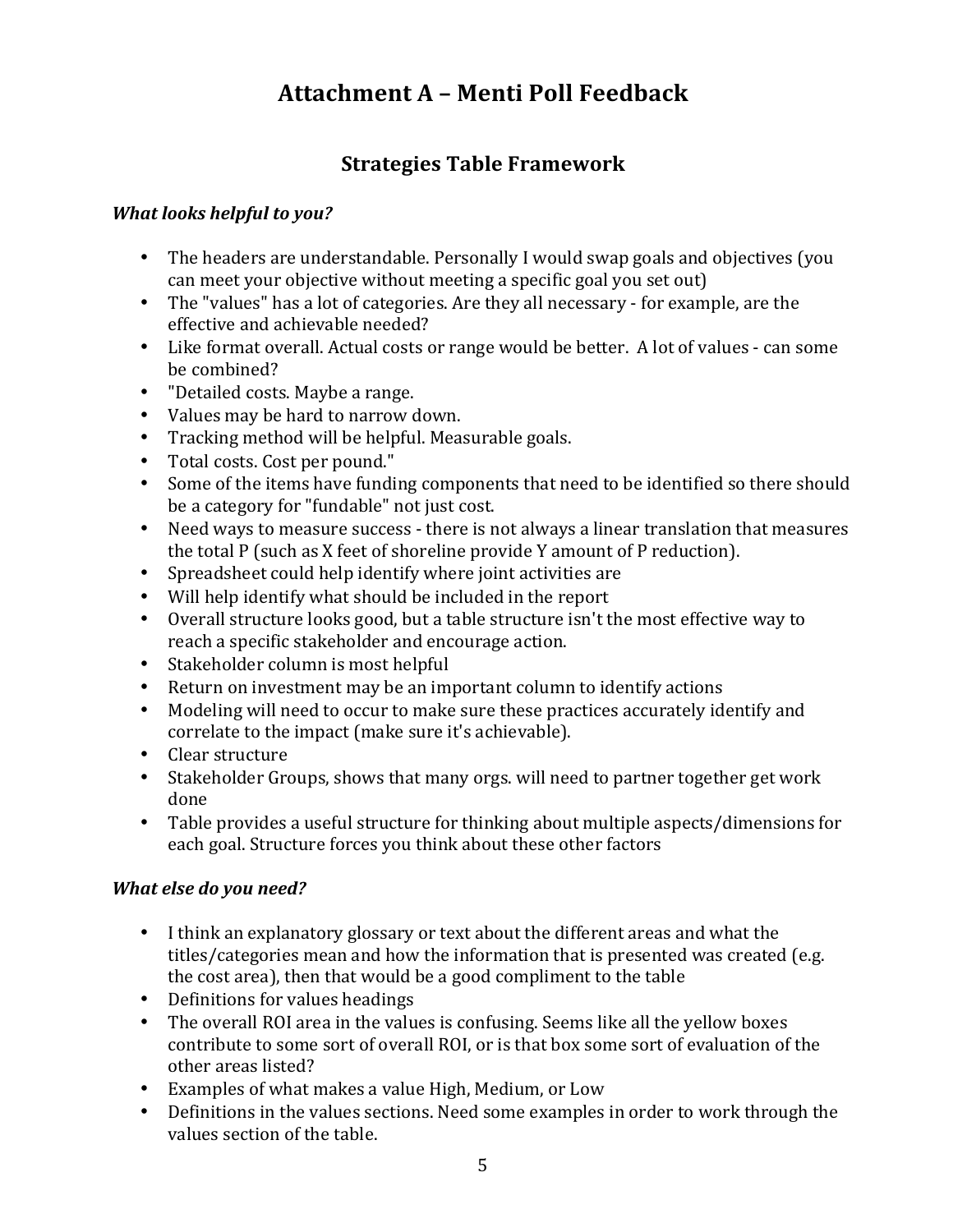# Attachment A – Menti Poll Feedback

## Strategies Table Framework

***What looks helpful to you?***

- The headers are understandable. Personally I would swap goals and objectives (you can meet your objective without meeting a specific goal you set out)
- The "values" has a lot of categories. Are they all necessary - for example, are the effective and achievable needed?
- Like format overall. Actual costs or range would be better. A lot of values - can some be combined?
- "Detailed costs. Maybe a range.
- Values may be hard to narrow down.
- Tracking method will be helpful. Measurable goals.
- Total costs. Cost per pound."
- Some of the items have funding components that need to be identified so there should be a category for "fundable" not just cost.
- Need ways to measure success - there is not always a linear translation that measures the total P (such as X feet of shoreline provide Y amount of P reduction).
- Spreadsheet could help identify where joint activities are
- Will help identify what should be included in the report
- Overall structure looks good, but a table structure isn't the most effective way to reach a specific stakeholder and encourage action.
- Stakeholder column is most helpful
- Return on investment may be an important column to identify actions
- Modeling will need to occur to make sure these practices accurately identify and correlate to the impact (make sure it's achievable).
- Clear structure
- Stakeholder Groups, shows that many orgs. will need to partner together get work done
- Table provides a useful structure for thinking about multiple aspects/dimensions for each goal. Structure forces you think about these other factors

***What else do you need?***

- I think an explanatory glossary or text about the different areas and what the titles/categories mean and how the information that is presented was created (e.g. the cost area), then that would be a good compliment to the table
- Definitions for values headings
- The overall ROI area in the values is confusing. Seems like all the yellow boxes contribute to some sort of overall ROI, or is that box some sort of evaluation of the other areas listed?
- Examples of what makes a value High, Medium, or Low
- Definitions in the values sections. Need some examples in order to work through the values section of the table.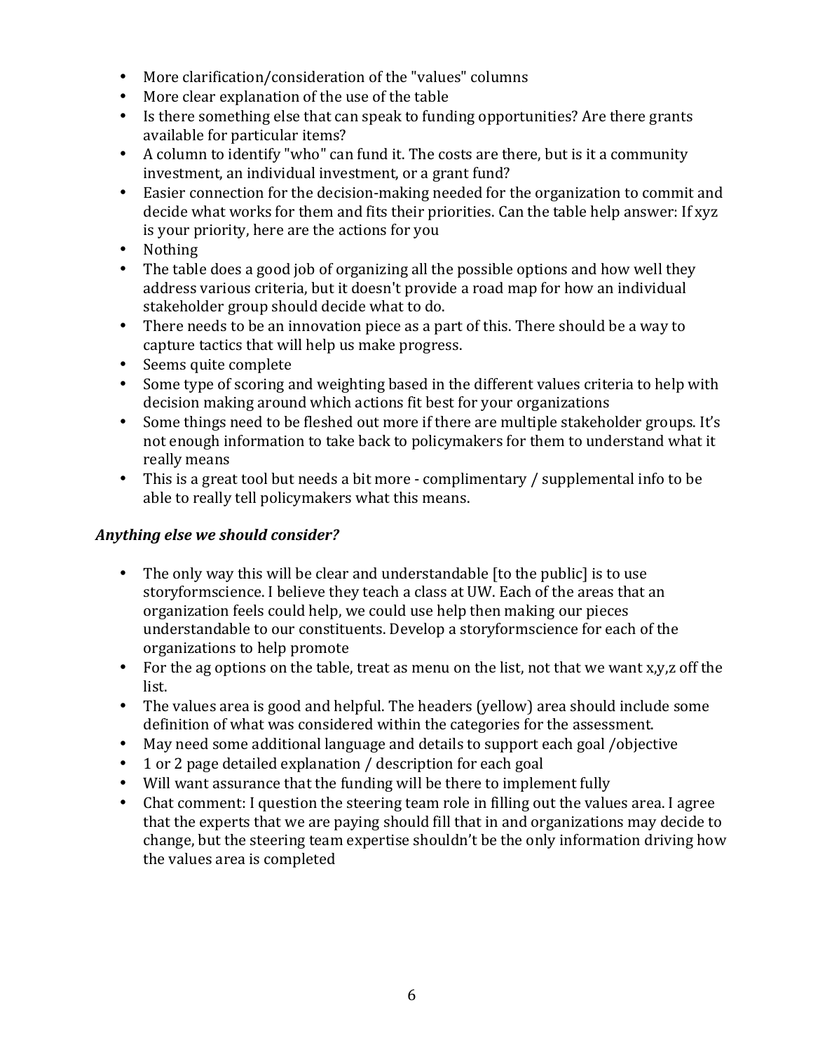- More clarification/consideration of the "values" columns
- More clear explanation of the use of the table
- Is there something else that can speak to funding opportunities? Are there grants available for particular items?
- A column to identify "who" can fund it. The costs are there, but is it a community investment, an individual investment, or a grant fund?
- Easier connection for the decision-making needed for the organization to commit and decide what works for them and fits their priorities. Can the table help answer: If xyz is your priority, here are the actions for you
- Nothing
- The table does a good job of organizing all the possible options and how well they address various criteria, but it doesn't provide a road map for how an individual stakeholder group should decide what to do.
- There needs to be an innovation piece as a part of this. There should be a way to capture tactics that will help us make progress.
- Seems quite complete
- Some type of scoring and weighting based in the different values criteria to help with decision making around which actions fit best for your organizations
- Some things need to be fleshed out more if there are multiple stakeholder groups. It's not enough information to take back to policymakers for them to understand what it really means
- This is a great tool but needs a bit more - complimentary / supplemental info to be able to really tell policymakers what this means.

### *Anything else we should consider?*

- The only way this will be clear and understandable [to the public] is to use storyformscience. I believe they teach a class at UW. Each of the areas that an organization feels could help, we could use help then making our pieces understandable to our constituents. Develop a storyformscience for each of the organizations to help promote
- For the ag options on the table, treat as menu on the list, not that we want x,y,z off the list.
- The values area is good and helpful. The headers (yellow) area should include some definition of what was considered within the categories for the assessment.
- May need some additional language and details to support each goal /objective
- 1 or 2 page detailed explanation / description for each goal
- Will want assurance that the funding will be there to implement fully
- Chat comment: I question the steering team role in filling out the values area. I agree that the experts that we are paying should fill that in and organizations may decide to change, but the steering team expertise shouldn't be the only information driving how the values area is completed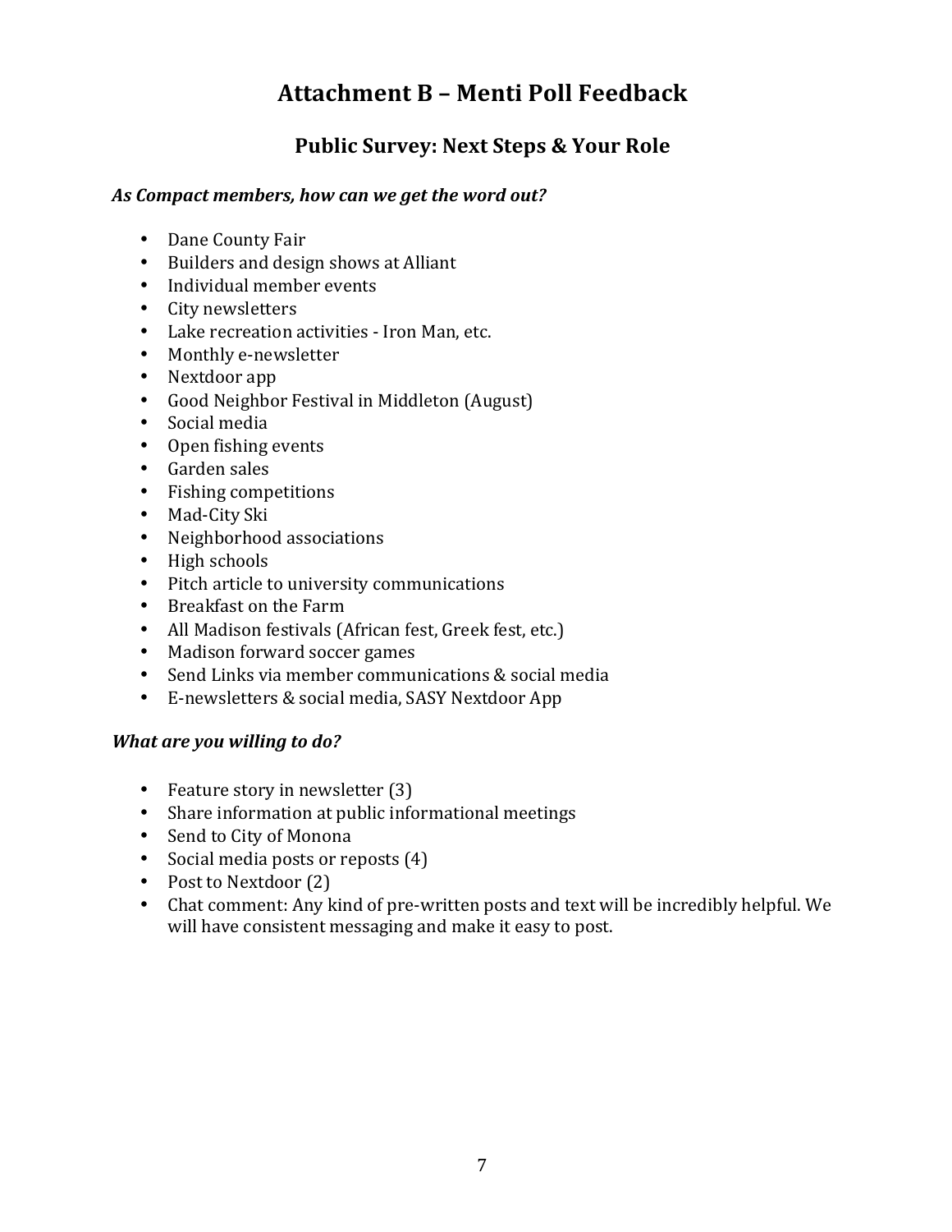# Attachment B – Menti Poll Feedback

## Public Survey: Next Steps & Your Role

***As Compact members, how can we get the word out?***

- Dane County Fair
- Builders and design shows at Alliant
- Individual member events
- City newsletters
- Lake recreation activities - Iron Man, etc.
- Monthly e-newsletter
- Nextdoor app
- Good Neighbor Festival in Middleton (August)
- Social media
- Open fishing events
- Garden sales
- Fishing competitions
- Mad-City Ski
- Neighborhood associations
- High schools
- Pitch article to university communications
- Breakfast on the Farm
- All Madison festivals (African fest, Greek fest, etc.)
- Madison forward soccer games
- Send Links via member communications & social media
- E-newsletters & social media, SASY Nextdoor App

***What are you willing to do?***

- Feature story in newsletter (3)
- Share information at public informational meetings
- Send to City of Monona
- Social media posts or reposts (4)
- Post to Nextdoor (2)
- Chat comment: Any kind of pre-written posts and text will be incredibly helpful. We will have consistent messaging and make it easy to post.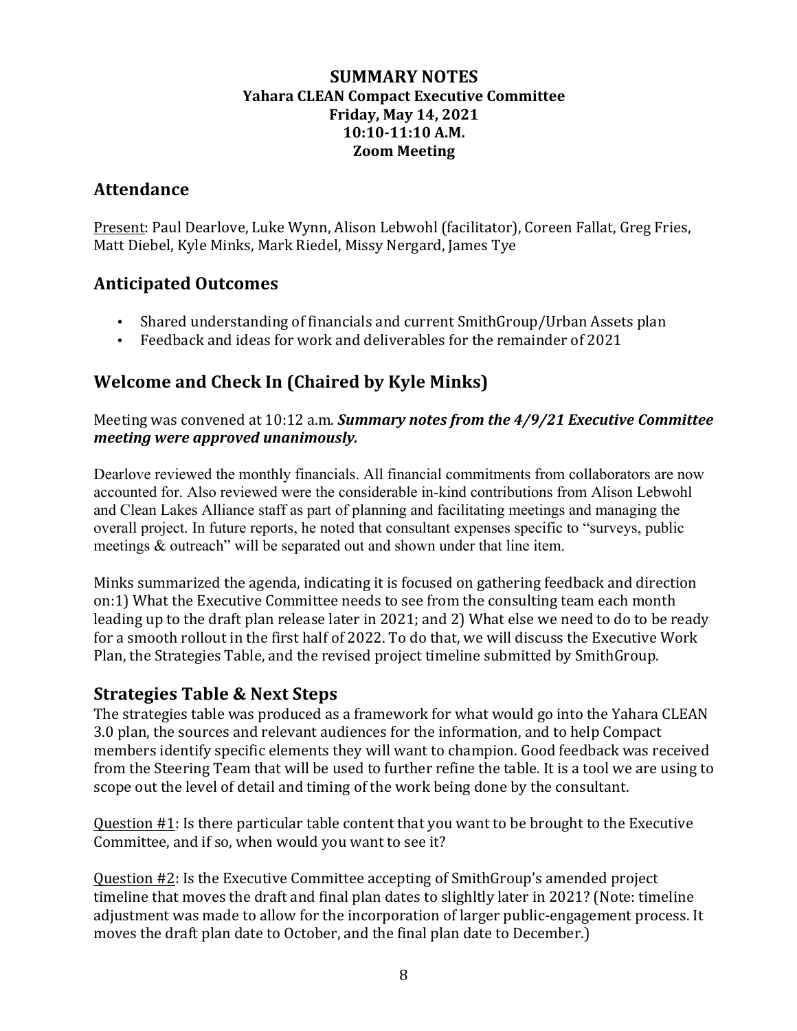**SUMMARY NOTES**
**Yahara CLEAN Compact Executive Committee**
**Friday, May 14, 2021**
**10:10-11:10 A.M.**
**Zoom Meeting**

## Attendance

Present: Paul Dearlove, Luke Wynn, Alison Lebwohl (facilitator), Coreen Fallat, Greg Fries, Matt Diebel, Kyle Minks, Mark Riedel, Missy Nergard, James Tye

## Anticipated Outcomes

- Shared understanding of financials and current SmithGroup/Urban Assets plan
- Feedback and ideas for work and deliverables for the remainder of 2021

## Welcome and Check In (Chaired by Kyle Minks)

Meeting was convened at 10:12 a.m. ***Summary notes from the 4/9/21 Executive Committee meeting were approved unanimously.***

Dearlove reviewed the monthly financials. All financial commitments from collaborators are now accounted for. Also reviewed were the considerable in-kind contributions from Alison Lebwohl and Clean Lakes Alliance staff as part of planning and facilitating meetings and managing the overall project. In future reports, he noted that consultant expenses specific to "surveys, public meetings & outreach" will be separated out and shown under that line item.

Minks summarized the agenda, indicating it is focused on gathering feedback and direction on:1) What the Executive Committee needs to see from the consulting team each month leading up to the draft plan release later in 2021; and 2) What else we need to do to be ready for a smooth rollout in the first half of 2022. To do that, we will discuss the Executive Work Plan, the Strategies Table, and the revised project timeline submitted by SmithGroup.

## Strategies Table & Next Steps

The strategies table was produced as a framework for what would go into the Yahara CLEAN 3.0 plan, the sources and relevant audiences for the information, and to help Compact members identify specific elements they will want to champion. Good feedback was received from the Steering Team that will be used to further refine the table. It is a tool we are using to scope out the level of detail and timing of the work being done by the consultant.

Question #1: Is there particular table content that you want to be brought to the Executive Committee, and if so, when would you want to see it?

Question #2: Is the Executive Committee accepting of SmithGroup's amended project timeline that moves the draft and final plan dates to slighltly later in 2021? (Note: timeline adjustment was made to allow for the incorporation of larger public-engagement process. It moves the draft plan date to October, and the final plan date to December.)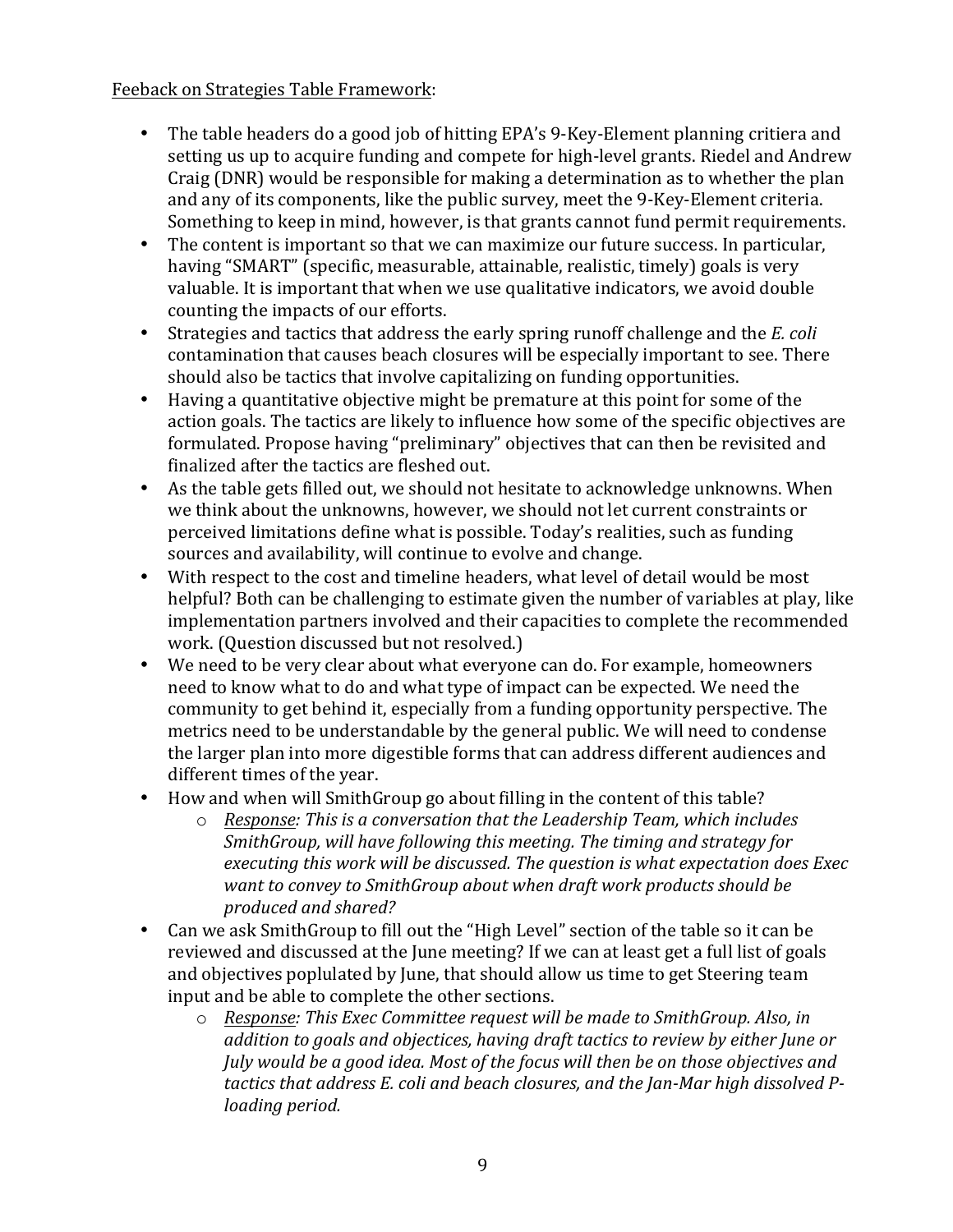<u>Feeback on Strategies Table Framework</u>:

- The table headers do a good job of hitting EPA's 9-Key-Element planning critiera and setting us up to acquire funding and compete for high-level grants. Riedel and Andrew Craig (DNR) would be responsible for making a determination as to whether the plan and any of its components, like the public survey, meet the 9-Key-Element criteria. Something to keep in mind, however, is that grants cannot fund permit requirements.
- The content is important so that we can maximize our future success. In particular, having "SMART" (specific, measurable, attainable, realistic, timely) goals is very valuable. It is important that when we use qualitative indicators, we avoid double counting the impacts of our efforts.
- Strategies and tactics that address the early spring runoff challenge and the *E. coli* contamination that causes beach closures will be especially important to see. There should also be tactics that involve capitalizing on funding opportunities.
- Having a quantitative objective might be premature at this point for some of the action goals. The tactics are likely to influence how some of the specific objectives are formulated. Propose having "preliminary" objectives that can then be revisited and finalized after the tactics are fleshed out.
- As the table gets filled out, we should not hesitate to acknowledge unknowns. When we think about the unknowns, however, we should not let current constraints or perceived limitations define what is possible. Today's realities, such as funding sources and availability, will continue to evolve and change.
- With respect to the cost and timeline headers, what level of detail would be most helpful? Both can be challenging to estimate given the number of variables at play, like implementation partners involved and their capacities to complete the recommended work. (Question discussed but not resolved.)
- We need to be very clear about what everyone can do. For example, homeowners need to know what to do and what type of impact can be expected. We need the community to get behind it, especially from a funding opportunity perspective. The metrics need to be understandable by the general public. We will need to condense the larger plan into more digestible forms that can address different audiences and different times of the year.
- How and when will SmithGroup go about filling in the content of this table?
  - *<u>Response</u>: This is a conversation that the Leadership Team, which includes SmithGroup, will have following this meeting. The timing and strategy for executing this work will be discussed. The question is what expectation does Exec want to convey to SmithGroup about when draft work products should be produced and shared?*
- Can we ask SmithGroup to fill out the "High Level" section of the table so it can be reviewed and discussed at the June meeting? If we can at least get a full list of goals and objectives poplulated by June, that should allow us time to get Steering team input and be able to complete the other sections.
  - *<u>Response</u>: This Exec Committee request will be made to SmithGroup. Also, in addition to goals and objectices, having draft tactics to review by either June or July would be a good idea. Most of the focus will then be on those objectives and tactics that address E. coli and beach closures, and the Jan-Mar high dissolved P-loading period.*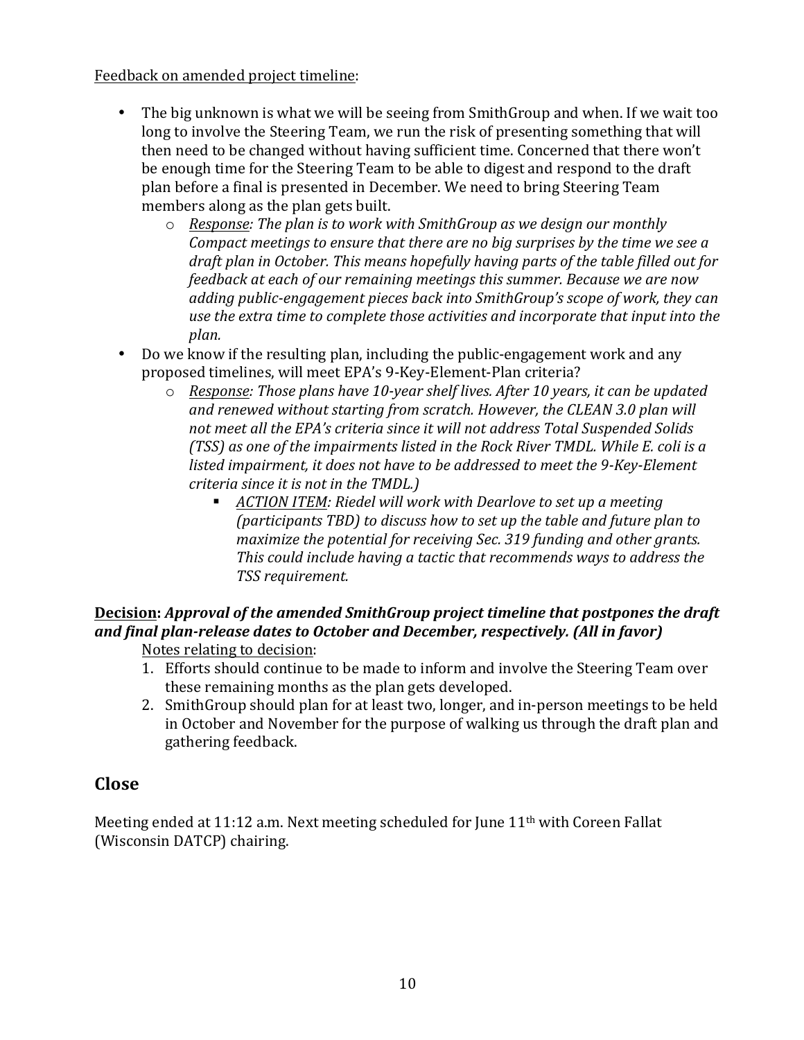Feedback on amended project timeline:

- The big unknown is what we will be seeing from SmithGroup and when. If we wait too long to involve the Steering Team, we run the risk of presenting something that will then need to be changed without having sufficient time. Concerned that there won't be enough time for the Steering Team to be able to digest and respond to the draft plan before a final is presented in December. We need to bring Steering Team members along as the plan gets built.
    - *Response: The plan is to work with SmithGroup as we design our monthly Compact meetings to ensure that there are no big surprises by the time we see a draft plan in October. This means hopefully having parts of the table filled out for feedback at each of our remaining meetings this summer. Because we are now adding public-engagement pieces back into SmithGroup's scope of work, they can use the extra time to complete those activities and incorporate that input into the plan.*
- Do we know if the resulting plan, including the public-engagement work and any proposed timelines, will meet EPA's 9-Key-Element-Plan criteria?
    - *Response: Those plans have 10-year shelf lives. After 10 years, it can be updated and renewed without starting from scratch. However, the CLEAN 3.0 plan will not meet all the EPA's criteria since it will not address Total Suspended Solids (TSS) as one of the impairments listed in the Rock River TMDL. While E. coli is a listed impairment, it does not have to be addressed to meet the 9-Key-Element criteria since it is not in the TMDL.)*
        - *ACTION ITEM: Riedel will work with Dearlove to set up a meeting (participants TBD) to discuss how to set up the table and future plan to maximize the potential for receiving Sec. 319 funding and other grants. This could include having a tactic that recommends ways to address the TSS requirement.*

**Decision:** ***Approval of the amended SmithGroup project timeline that postpones the draft and final plan-release dates to October and December, respectively. (All in favor)***

Notes relating to decision:

1. Efforts should continue to be made to inform and involve the Steering Team over these remaining months as the plan gets developed.
2. SmithGroup should plan for at least two, longer, and in-person meetings to be held in October and November for the purpose of walking us through the draft plan and gathering feedback.

## Close

Meeting ended at 11:12 a.m. Next meeting scheduled for June 11th with Coreen Fallat (Wisconsin DATCP) chairing.